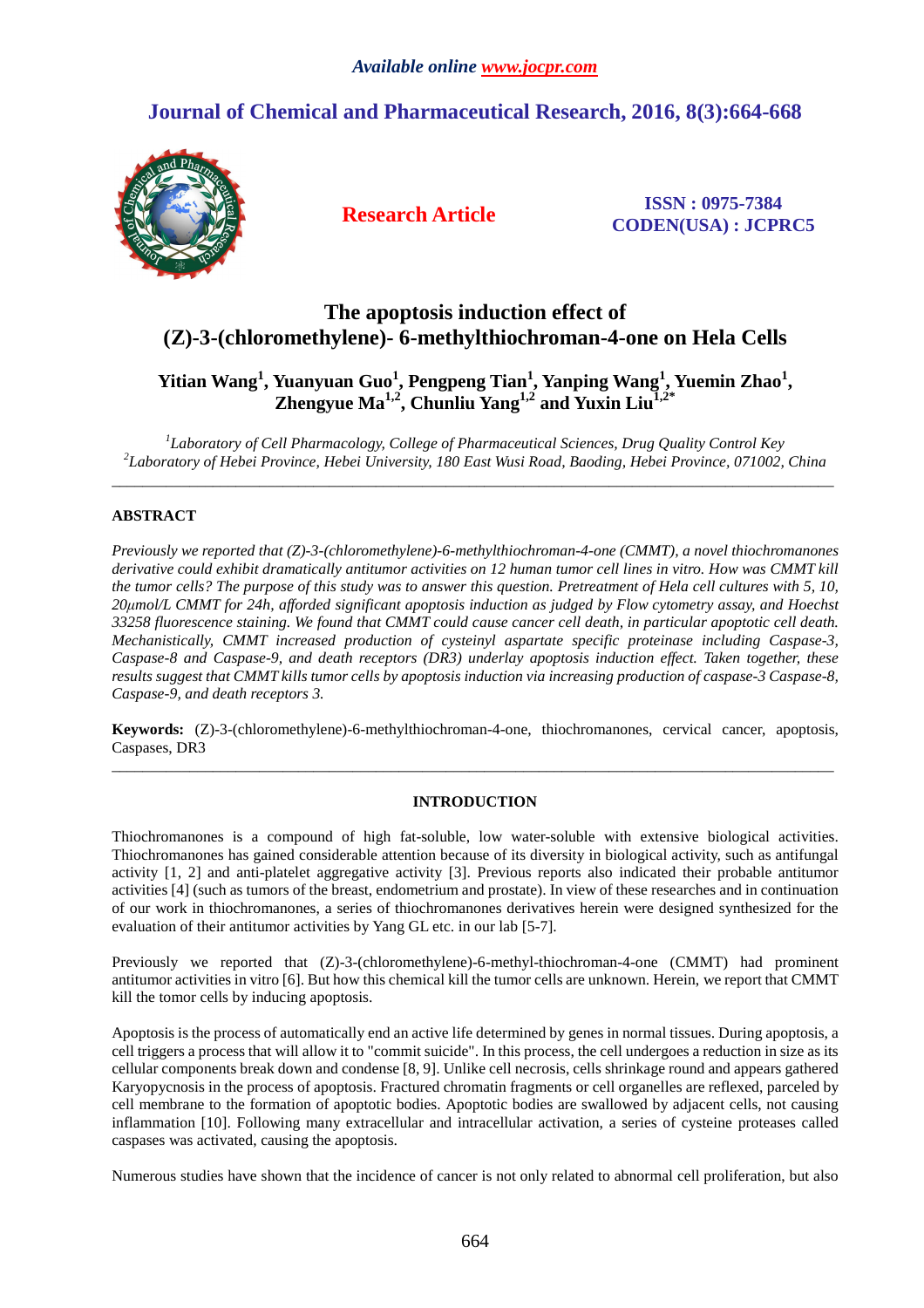*Available online www.jocpr.com*

# Journal of Chemical and Pharmaceutical Research, 2016, 8(3):664-668

**Research Article**

**ISSN : 0975-7384**
**CODEN(USA) : JCPRC5**

# The apoptosis induction effect of (Z)-3-(chloromethylene)- 6-methylthiochroman-4-one on Hela Cells

**Yitian Wang[1], Yuanyuan Guo[1], Pengpeng Tian[1], Yanping Wang[1], Yuemin Zhao[1], Zhengyue Ma[1,2], Chunliu Yang[1,2] and Yuxin Liu[1,2*]**

*[1]Laboratory of Cell Pharmacology, College of Pharmaceutical Sciences, Drug Quality Control Key*
*[2]Laboratory of Hebei Province, Hebei University, 180 East Wusi Road, Baoding, Hebei Province, 071002, China*

---

## ABSTRACT

*Previously we reported that (Z)-3-(chloromethylene)-6-methylthiochroman-4-one (CMMT), a novel thiochromanones derivative could exhibit dramatically antitumor activities on 12 human tumor cell lines in vitro. How was CMMT kill the tumor cells? The purpose of this study was to answer this question. Pretreatment of Hela cell cultures with 5, 10, 20μmol/L CMMT for 24h, afforded significant apoptosis induction as judged by Flow cytometry assay, and Hoechst 33258 fluorescence staining. We found that CMMT could cause cancer cell death, in particular apoptotic cell death. Mechanistically, CMMT increased production of cysteinyl aspartate specific proteinase including Caspase-3, Caspase-8 and Caspase-9, and death receptors (DR3) underlay apoptosis induction effect. Taken together, these results suggest that CMMT kills tumor cells by apoptosis induction via increasing production of caspase-3 Caspase-8, Caspase-9, and death receptors 3.*

**Keywords:** (Z)-3-(chloromethylene)-6-methylthiochroman-4-one, thiochromanones, cervical cancer, apoptosis, Caspases, DR3

---

## INTRODUCTION

Thiochromanones is a compound of high fat-soluble, low water-soluble with extensive biological activities. Thiochromanones has gained considerable attention because of its diversity in biological activity, such as antifungal activity [1, 2] and anti-platelet aggregative activity [3]. Previous reports also indicated their probable antitumor activities [4] (such as tumors of the breast, endometrium and prostate). In view of these researches and in continuation of our work in thiochromanones, a series of thiochromanones derivatives herein were designed synthesized for the evaluation of their antitumor activities by Yang GL etc. in our lab [5-7].

Previously we reported that (Z)-3-(chloromethylene)-6-methyl-thiochroman-4-one (CMMT) had prominent antitumor activities in vitro [6]. But how this chemical kill the tumor cells are unknown. Herein, we report that CMMT kill the tomor cells by inducing apoptosis.

Apoptosis is the process of automatically end an active life determined by genes in normal tissues. During apoptosis, a cell triggers a process that will allow it to "commit suicide". In this process, the cell undergoes a reduction in size as its cellular components break down and condense [8, 9]. Unlike cell necrosis, cells shrinkage round and appears gathered Karyopycnosis in the process of apoptosis. Fractured chromatin fragments or cell organelles are reflexed, parceled by cell membrane to the formation of apoptotic bodies. Apoptotic bodies are swallowed by adjacent cells, not causing inflammation [10]. Following many extracellular and intracellular activation, a series of cysteine proteases called caspases was activated, causing the apoptosis.

Numerous studies have shown that the incidence of cancer is not only related to abnormal cell proliferation, but also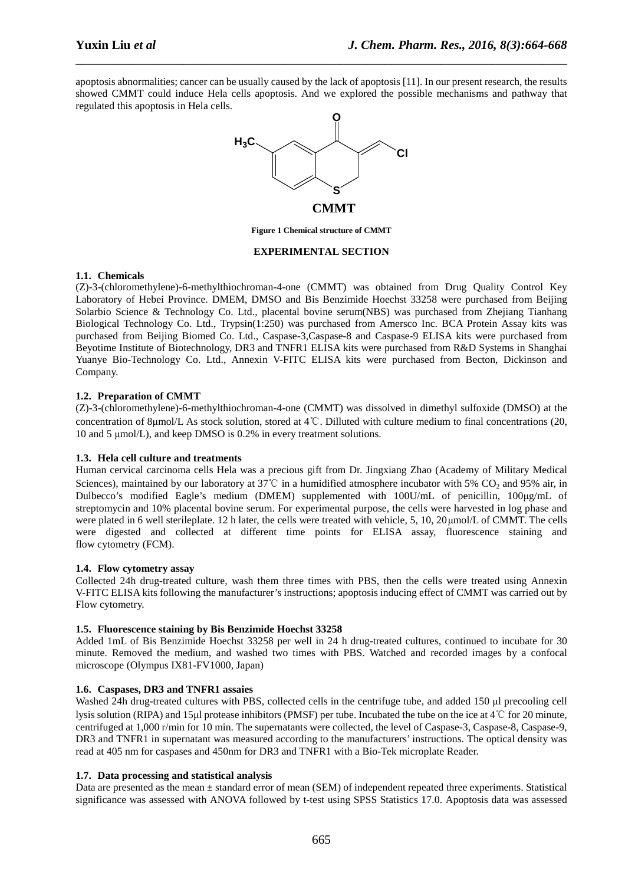apoptosis abnormalities; cancer can be usually caused by the lack of apoptosis [11]. In our present research, the results showed CMMT could induce Hela cells apoptosis. And we explored the possible mechanisms and pathway that regulated this apoptosis in Hela cells.

**Figure 1 Chemical structure of CMMT**

## EXPERIMENTAL SECTION

### 1.1. Chemicals

(Z)-3-(chloromethylene)-6-methylthiochroman-4-one (CMMT) was obtained from Drug Quality Control Key Laboratory of Hebei Province. DMEM, DMSO and Bis Benzimide Hoechst 33258 were purchased from Beijing Solarbio Science & Technology Co. Ltd., placental bovine serum(NBS) was purchased from Zhejiang Tianhang Biological Technology Co. Ltd., Trypsin(1:250) was purchased from Amersco Inc. BCA Protein Assay kits was purchased from Beijing Biomed Co. Ltd., Caspase-3,Caspase-8 and Caspase-9 ELISA kits were purchased from Beyotime Institute of Biotechnology, DR3 and TNFR1 ELISA kits were purchased from R&D Systems in Shanghai Yuanye Bio-Technology Co. Ltd., Annexin V-FITC ELISA kits were purchased from Becton, Dickinson and Company.

### 1.2. Preparation of CMMT

(Z)-3-(chloromethylene)-6-methylthiochroman-4-one (CMMT) was dissolved in dimethyl sulfoxide (DMSO) at the concentration of 8μmol/L As stock solution, stored at 4℃. Diluted with culture medium to final concentrations (20, 10 and 5 μmol/L), and keep DMSO is 0.2% in every treatment solutions.

### 1.3. Hela cell culture and treatments

Human cervical carcinoma cells Hela was a precious gift from Dr. Jingxiang Zhao (Academy of Military Medical Sciences), maintained by our laboratory at 37℃ in a humidified atmosphere incubator with 5% $CO_2$ and 95% air, in Dulbecco's modified Eagle's medium (DMEM) supplemented with 100U/mL of penicillin, 100μg/mL of streptomycin and 10% placental bovine serum. For experimental purpose, the cells were harvested in log phase and were plated in 6 well sterileplate. 12 h later, the cells were treated with vehicle, 5, 10, 20μmol/L of CMMT. The cells were digested and collected at different time points for ELISA assay, fluorescence staining and flow cytometry (FCM).

### 1.4. Flow cytometry assay

Collected 24h drug-treated culture, wash them three times with PBS, then the cells were treated using Annexin V-FITC ELISA kits following the manufacturer's instructions; apoptosis inducing effect of CMMT was carried out by Flow cytometry.

### 1.5. Fluorescence staining by Bis Benzimide Hoechst 33258

Added 1mL of Bis Benzimide Hoechst 33258 per well in 24 h drug-treated cultures, continued to incubate for 30 minute. Removed the medium, and washed two times with PBS. Watched and recorded images by a confocal microscope (Olympus IX81-FV1000, Japan)

### 1.6. Caspases, DR3 and TNFR1 assaies

Washed 24h drug-treated cultures with PBS, collected cells in the centrifuge tube, and added 150 μl precooling cell lysis solution (RIPA) and 15μl protease inhibitors (PMSF) per tube. Incubated the tube on the ice at 4℃ for 20 minute, centrifuged at 1,000 r/min for 10 min. The supernatants were collected, the level of Caspase-3, Caspase-8, Caspase-9, DR3 and TNFR1 in supernatant was measured according to the manufacturers' instructions. The optical density was read at 405 nm for caspases and 450nm for DR3 and TNFR1 with a Bio-Tek microplate Reader.

### 1.7. Data processing and statistical analysis

Data are presented as the mean ± standard error of mean (SEM) of independent repeated three experiments. Statistical significance was assessed with ANOVA followed by t-test using SPSS Statistics 17.0. Apoptosis data was assessed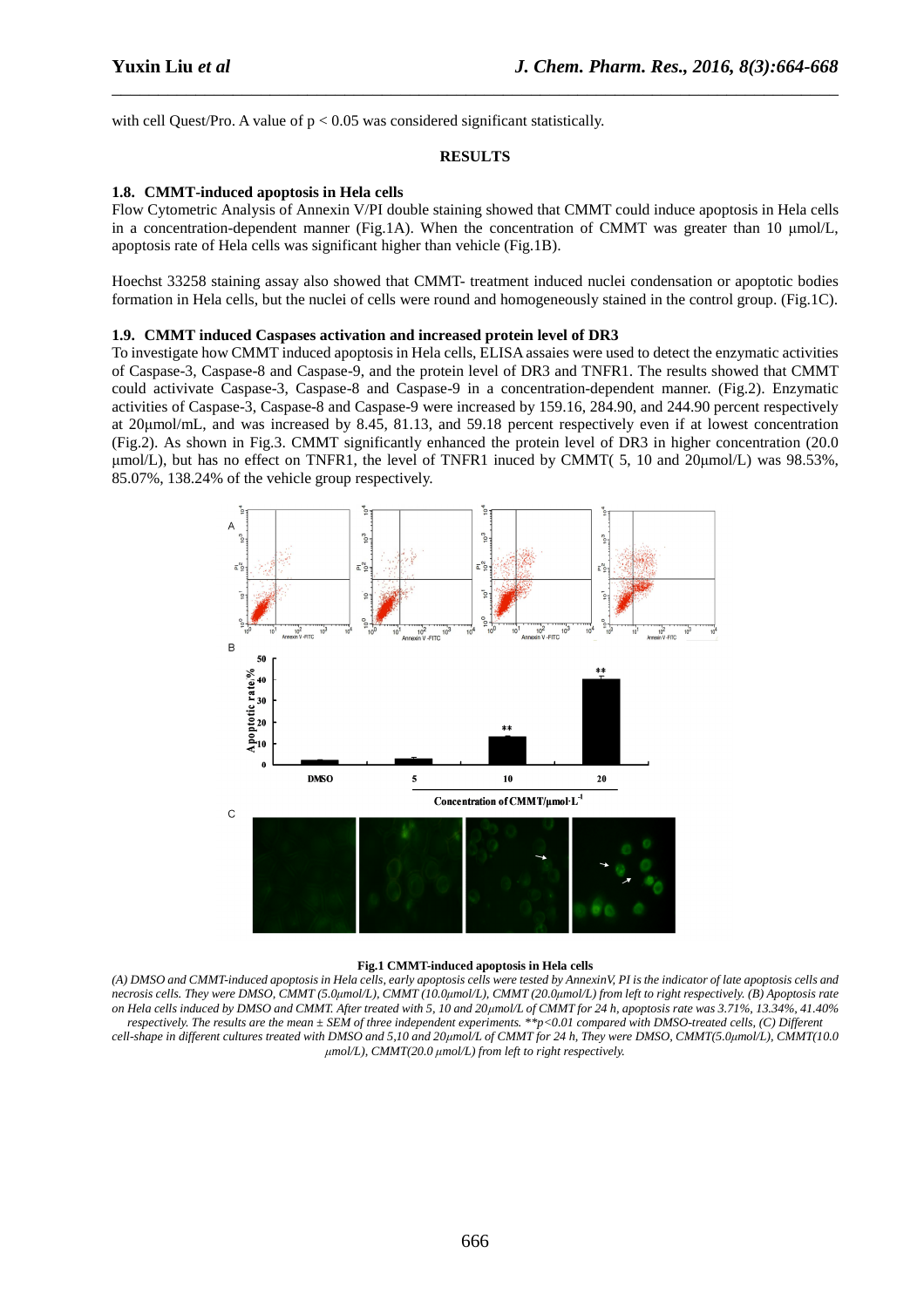with cell Quest/Pro. A value of $p < 0.05$ was considered significant statistically.

## RESULTS

### 1.8. CMMT-induced apoptosis in Hela cells

Flow Cytometric Analysis of Annexin V/PI double staining showed that CMMT could induce apoptosis in Hela cells in a concentration-dependent manner (Fig.1A). When the concentration of CMMT was greater than 10 μmol/L, apoptosis rate of Hela cells was significant higher than vehicle (Fig.1B).

Hoechst 33258 staining assay also showed that CMMT- treatment induced nuclei condensation or apoptotic bodies formation in Hela cells, but the nuclei of cells were round and homogeneously stained in the control group. (Fig.1C).

### 1.9. CMMT induced Caspases activation and increased protein level of DR3

To investigate how CMMT induced apoptosis in Hela cells, ELISA assaies were used to detect the enzymatic activities of Caspase-3, Caspase-8 and Caspase-9, and the protein level of DR3 and TNFR1. The results showed that CMMT could activivate Caspase-3, Caspase-8 and Caspase-9 in a concentration-dependent manner. (Fig.2). Enzymatic activities of Caspase-3, Caspase-8 and Caspase-9 were increased by 159.16, 284.90, and 244.90 percent respectively at 20μmol/mL, and was increased by 8.45, 81.13, and 59.18 percent respectively even if at lowest concentration (Fig.2). As shown in Fig.3. CMMT significantly enhanced the protein level of DR3 in higher concentration (20.0 μmol/L), but has no effect on TNFR1, the level of TNFR1 inuced by CMMT( 5, 10 and 20μmol/L) was 98.53%, 85.07%, 138.24% of the vehicle group respectively.

**Fig.1 CMMT-induced apoptosis in Hela cells**

*(A) DMSO and CMMT-induced apoptosis in Hela cells, early apoptosis cells were tested by AnnexinV, PI is the indicator of late apoptosis cells and necrosis cells. They were DMSO, CMMT (5.0μmol/L), CMMT (10.0μmol/L), CMMT (20.0μmol/L) from left to right respectively. (B) Apoptosis rate on Hela cells induced by DMSO and CMMT. After treated with 5, 10 and 20μmol/L of CMMT for 24 h, apoptosis rate was 3.71%, 13.34%, 41.40% respectively. The results are the mean ± SEM of three independent experiments. \*\*p<0.01 compared with DMSO-treated cells, (C) Different cell-shape in different cultures treated with DMSO and 5,10 and 20μmol/L of CMMT for 24 h, They were DMSO, CMMT(5.0μmol/L), CMMT(10.0 μmol/L), CMMT(20.0 μmol/L) from left to right respectively.*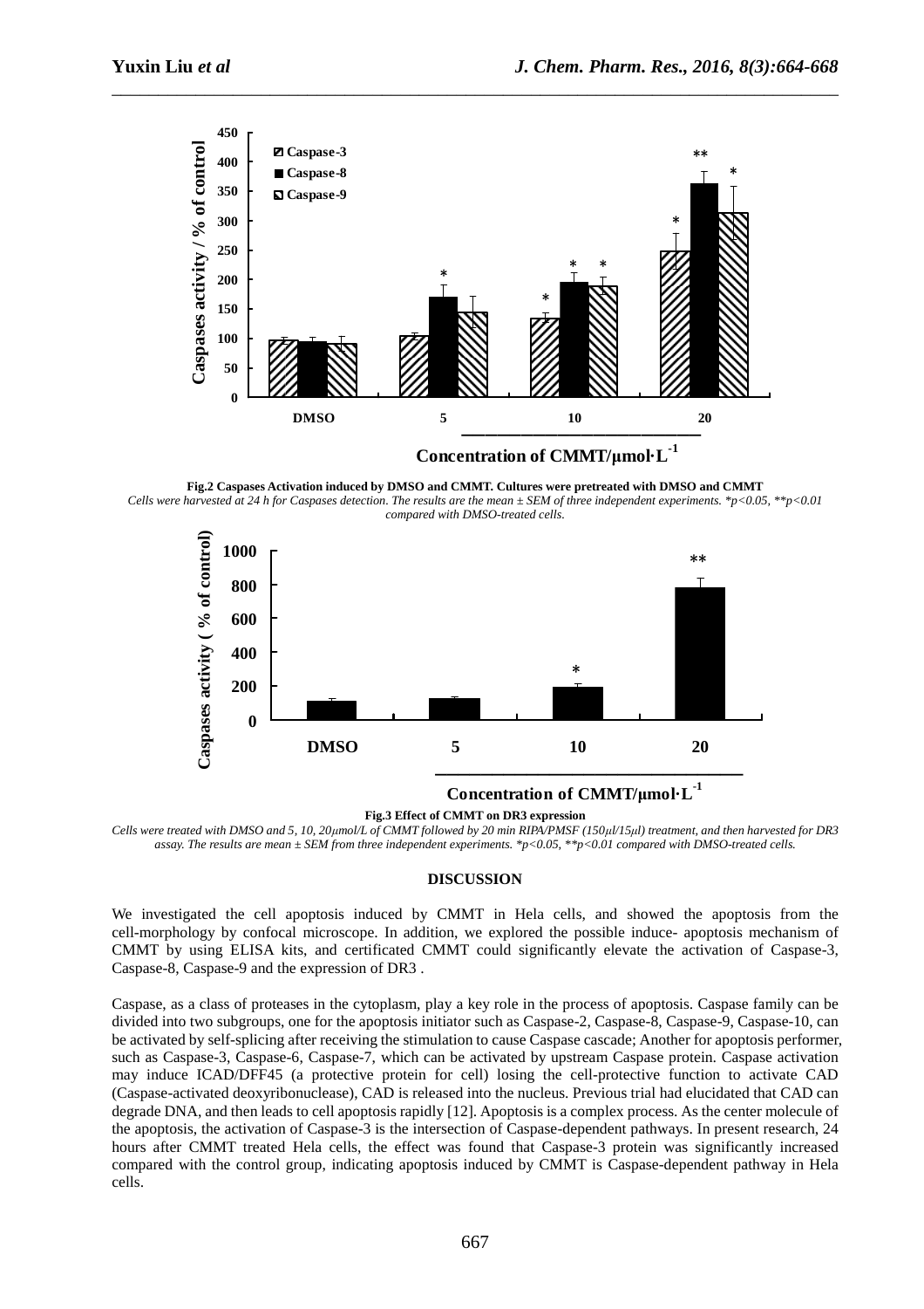**Fig.2 Caspases Activation induced by DMSO and CMMT. Cultures were pretreated with DMSO and CMMT**

*Cells were harvested at 24 h for Caspases detection. The results are the mean ± SEM of three independent experiments. *p<0.05, **p<0.01 compared with DMSO-treated cells.*

**Fig.3 Effect of CMMT on DR3 expression**

*Cells were treated with DMSO and 5, 10, 20μmol/L of CMMT followed by 20 min RIPA/PMSF (150μl/15μl) treatment, and then harvested for DR3 assay. The results are mean ± SEM from three independent experiments. *p<0.05, **p<0.01 compared with DMSO-treated cells.*

## DISCUSSION

We investigated the cell apoptosis induced by CMMT in Hela cells, and showed the apoptosis from the cell-morphology by confocal microscope. In addition, we explored the possible induce- apoptosis mechanism of CMMT by using ELISA kits, and certificated CMMT could significantly elevate the activation of Caspase-3, Caspase-8, Caspase-9 and the expression of DR3 .

Caspase, as a class of proteases in the cytoplasm, play a key role in the process of apoptosis. Caspase family can be divided into two subgroups, one for the apoptosis initiator such as Caspase-2, Caspase-8, Caspase-9, Caspase-10, can be activated by self-splicing after receiving the stimulation to cause Caspase cascade; Another for apoptosis performer, such as Caspase-3, Caspase-6, Caspase-7, which can be activated by upstream Caspase protein. Caspase activation may induce ICAD/DFF45 (a protective protein for cell) losing the cell-protective function to activate CAD (Caspase-activated deoxyribonuclease), CAD is released into the nucleus. Previous trial had elucidated that CAD can degrade DNA, and then leads to cell apoptosis rapidly [12]. Apoptosis is a complex process. As the center molecule of the apoptosis, the activation of Caspase-3 is the intersection of Caspase-dependent pathways. In present research, 24 hours after CMMT treated Hela cells, the effect was found that Caspase-3 protein was significantly increased compared with the control group, indicating apoptosis induced by CMMT is Caspase-dependent pathway in Hela cells.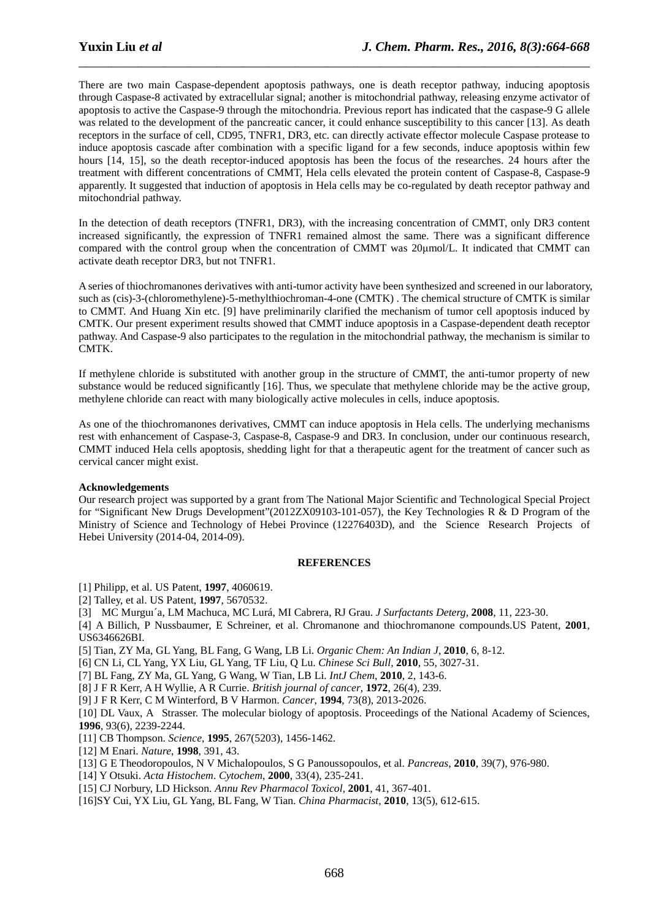There are two main Caspase-dependent apoptosis pathways, one is death receptor pathway, inducing apoptosis through Caspase-8 activated by extracellular signal; another is mitochondrial pathway, releasing enzyme activator of apoptosis to active the Caspase-9 through the mitochondria. Previous report has indicated that the caspase-9 G allele was related to the development of the pancreatic cancer, it could enhance susceptibility to this cancer [13]. As death receptors in the surface of cell, CD95, TNFR1, DR3, etc. can directly activate effector molecule Caspase protease to induce apoptosis cascade after combination with a specific ligand for a few seconds, induce apoptosis within few hours [14, 15], so the death receptor-induced apoptosis has been the focus of the researches. 24 hours after the treatment with different concentrations of CMMT, Hela cells elevated the protein content of Caspase-8, Caspase-9 apparently. It suggested that induction of apoptosis in Hela cells may be co-regulated by death receptor pathway and mitochondrial pathway.

In the detection of death receptors (TNFR1, DR3), with the increasing concentration of CMMT, only DR3 content increased significantly, the expression of TNFR1 remained almost the same. There was a significant difference compared with the control group when the concentration of CMMT was 20μmol/L. It indicated that CMMT can activate death receptor DR3, but not TNFR1.

A series of thiochromanones derivatives with anti-tumor activity have been synthesized and screened in our laboratory, such as (cis)-3-(chloromethylene)-5-methylthiochroman-4-one (CMTK) . The chemical structure of CMTK is similar to CMMT. And Huang Xin etc. [9] have preliminarily clarified the mechanism of tumor cell apoptosis induced by CMTK. Our present experiment results showed that CMMT induce apoptosis in a Caspase-dependent death receptor pathway. And Caspase-9 also participates to the regulation in the mitochondrial pathway, the mechanism is similar to CMTK.

If methylene chloride is substituted with another group in the structure of CMMT, the anti-tumor property of new substance would be reduced significantly [16]. Thus, we speculate that methylene chloride may be the active group, methylene chloride can react with many biologically active molecules in cells, induce apoptosis.

As one of the thiochromanones derivatives, CMMT can induce apoptosis in Hela cells. The underlying mechanisms rest with enhancement of Caspase-3, Caspase-8, Caspase-9 and DR3. In conclusion, under our continuous research, CMMT induced Hela cells apoptosis, shedding light for that a therapeutic agent for the treatment of cancer such as cervical cancer might exist.

**Acknowledgements**

Our research project was supported by a grant from The National Major Scientific and Technological Special Project for "Significant New Drugs Development"(2012ZX09103-101-057), the Key Technologies R & D Program of the Ministry of Science and Technology of Hebei Province (12276403D), and the Science Research Projects of Hebei University (2014-04, 2014-09).

## REFERENCES

[1] Philipp, et al. US Patent, **1997**, 4060619.

[2] Talley, et al. US Patent, **1997**, 5670532.

[3] MC Murguı´a, LM Machuca, MC Lurá, MI Cabrera, RJ Grau. *J Surfactants Deterg,* **2008**, 11, 223-30.

[4] A Billich, P Nussbaumer, E Schreiner, et al. Chromanone and thiochromanone compounds.US Patent, **2001**, US6346626BI.

[5] Tian, ZY Ma, GL Yang, BL Fang, G Wang, LB Li. *Organic Chem: An Indian J*, **2010**, 6, 8-12.

[6] CN Li, CL Yang, YX Liu, GL Yang, TF Liu, Q Lu. *Chinese Sci Bull*, **2010**, 55, 3027-31.

[7] BL Fang, ZY Ma, GL Yang, G Wang, W Tian, LB Li. *IntJ Chem*, **2010**, 2, 143-6.

[8] J F R Kerr, A H Wyllie, A R Currie. *British journal of cancer*, **1972**, 26(4), 239.

[9] J F R Kerr, C M Winterford, B V Harmon. *Cancer*, **1994**, 73(8), 2013-2026.

[10] DL Vaux, A Strasser. The molecular biology of apoptosis. Proceedings of the National Academy of Sciences, **1996**, 93(6), 2239-2244.

[11] CB Thompson. *Science*, **1995**, 267(5203), 1456-1462.

[12] M Enari. *Nature*, **1998**, 391, 43.

[13] G E Theodoropoulos, N V Michalopoulos, S G Panoussopoulos, et al. *Pancreas*, **2010**, 39(7), 976-980.

[14] Y Otsuki. *Acta Histochem. Cytochem*, **2000**, 33(4), 235-241.

[15] CJ Norbury, LD Hickson. *Annu Rev Pharmacol Toxicol*, **2001**, 41, 367-401.

[16]SY Cui, YX Liu, GL Yang, BL Fang, W Tian. *China Pharmacist*, **2010**, 13(5), 612-615.